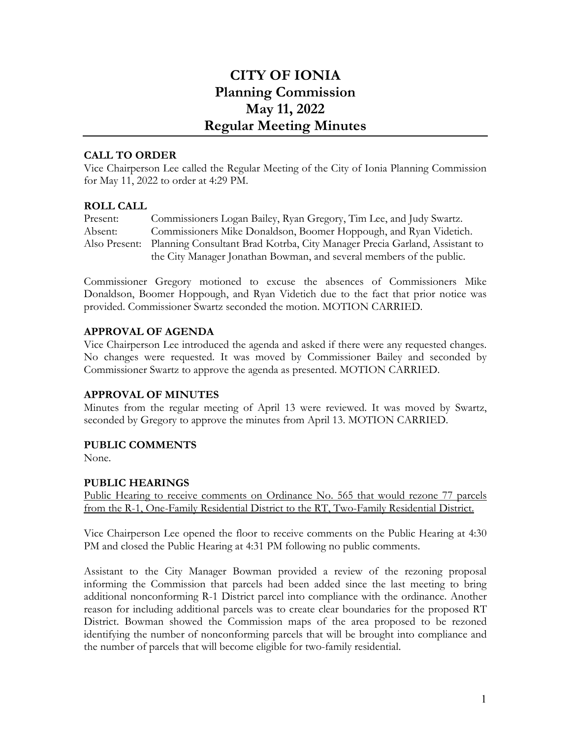# CITY OF IONIA
# Planning Commission
# May 11, 2022
# Regular Meeting Minutes

### CALL TO ORDER

Vice Chairperson Lee called the Regular Meeting of the City of Ionia Planning Commission for May 11, 2022 to order at 4:29 PM.

### ROLL CALL

Present: Commissioners Logan Bailey, Ryan Gregory, Tim Lee, and Judy Swartz.
Absent: Commissioners Mike Donaldson, Boomer Hoppough, and Ryan Videtich.
Also Present: Planning Consultant Brad Kotrba, City Manager Precia Garland, Assistant to the City Manager Jonathan Bowman, and several members of the public.

Commissioner Gregory motioned to excuse the absences of Commissioners Mike Donaldson, Boomer Hoppough, and Ryan Videtich due to the fact that prior notice was provided. Commissioner Swartz seconded the motion. MOTION CARRIED.

### APPROVAL OF AGENDA

Vice Chairperson Lee introduced the agenda and asked if there were any requested changes. No changes were requested. It was moved by Commissioner Bailey and seconded by Commissioner Swartz to approve the agenda as presented. MOTION CARRIED.

### APPROVAL OF MINUTES

Minutes from the regular meeting of April 13 were reviewed. It was moved by Swartz, seconded by Gregory to approve the minutes from April 13. MOTION CARRIED.

### PUBLIC COMMENTS

None.

### PUBLIC HEARINGS

Public Hearing to receive comments on Ordinance No. 565 that would rezone 77 parcels from the R-1, One-Family Residential District to the RT, Two-Family Residential District.

Vice Chairperson Lee opened the floor to receive comments on the Public Hearing at 4:30 PM and closed the Public Hearing at 4:31 PM following no public comments.

Assistant to the City Manager Bowman provided a review of the rezoning proposal informing the Commission that parcels had been added since the last meeting to bring additional nonconforming R-1 District parcel into compliance with the ordinance. Another reason for including additional parcels was to create clear boundaries for the proposed RT District. Bowman showed the Commission maps of the area proposed to be rezoned identifying the number of nonconforming parcels that will be brought into compliance and the number of parcels that will become eligible for two-family residential.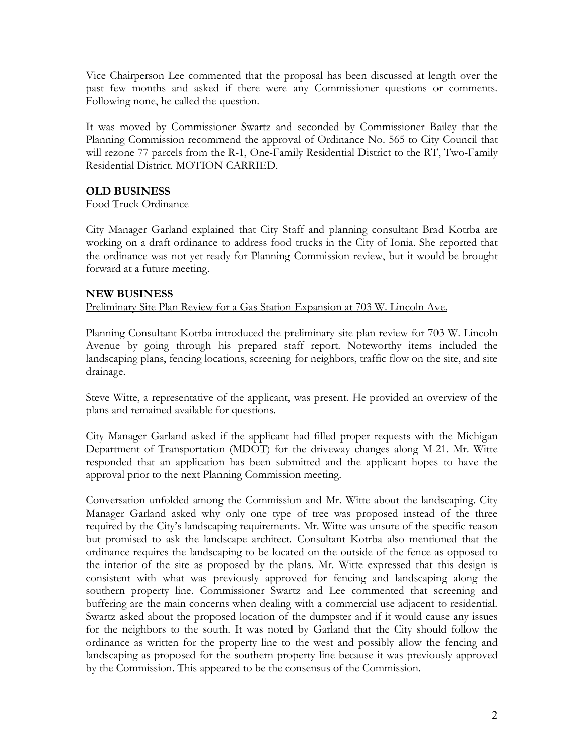Vice Chairperson Lee commented that the proposal has been discussed at length over the past few months and asked if there were any Commissioner questions or comments. Following none, he called the question.

It was moved by Commissioner Swartz and seconded by Commissioner Bailey that the Planning Commission recommend the approval of Ordinance No. 565 to City Council that will rezone 77 parcels from the R-1, One-Family Residential District to the RT, Two-Family Residential District. MOTION CARRIED.

**OLD BUSINESS**

Food Truck Ordinance

City Manager Garland explained that City Staff and planning consultant Brad Kotrba are working on a draft ordinance to address food trucks in the City of Ionia. She reported that the ordinance was not yet ready for Planning Commission review, but it would be brought forward at a future meeting.

**NEW BUSINESS**

Preliminary Site Plan Review for a Gas Station Expansion at 703 W. Lincoln Ave.

Planning Consultant Kotrba introduced the preliminary site plan review for 703 W. Lincoln Avenue by going through his prepared staff report. Noteworthy items included the landscaping plans, fencing locations, screening for neighbors, traffic flow on the site, and site drainage.

Steve Witte, a representative of the applicant, was present. He provided an overview of the plans and remained available for questions.

City Manager Garland asked if the applicant had filled proper requests with the Michigan Department of Transportation (MDOT) for the driveway changes along M-21. Mr. Witte responded that an application has been submitted and the applicant hopes to have the approval prior to the next Planning Commission meeting.

Conversation unfolded among the Commission and Mr. Witte about the landscaping. City Manager Garland asked why only one type of tree was proposed instead of the three required by the City's landscaping requirements. Mr. Witte was unsure of the specific reason but promised to ask the landscape architect. Consultant Kotrba also mentioned that the ordinance requires the landscaping to be located on the outside of the fence as opposed to the interior of the site as proposed by the plans. Mr. Witte expressed that this design is consistent with what was previously approved for fencing and landscaping along the southern property line. Commissioner Swartz and Lee commented that screening and buffering are the main concerns when dealing with a commercial use adjacent to residential. Swartz asked about the proposed location of the dumpster and if it would cause any issues for the neighbors to the south. It was noted by Garland that the City should follow the ordinance as written for the property line to the west and possibly allow the fencing and landscaping as proposed for the southern property line because it was previously approved by the Commission. This appeared to be the consensus of the Commission.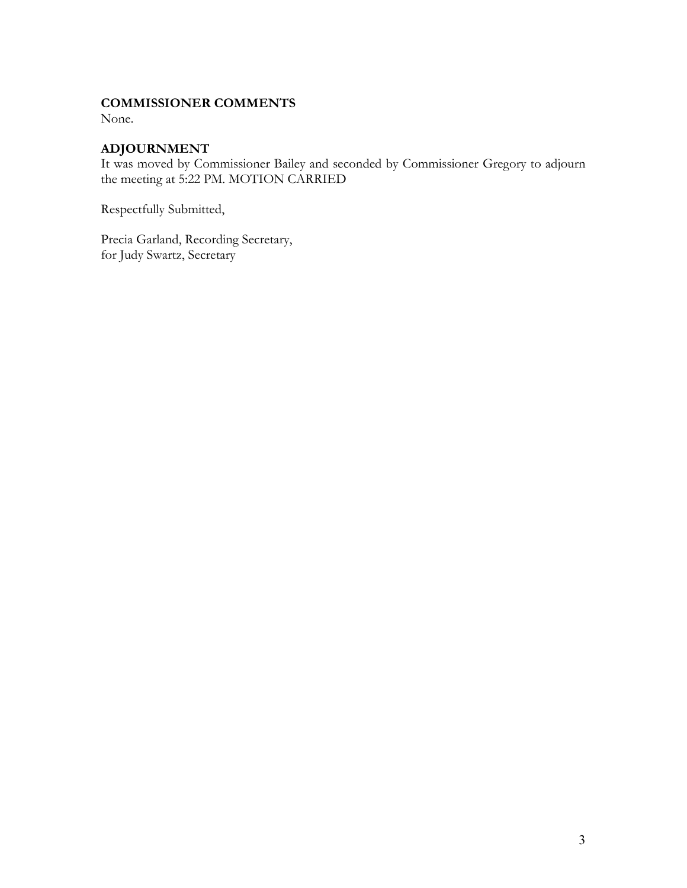**COMMISSIONER COMMENTS**
None.

**ADJOURNMENT**
It was moved by Commissioner Bailey and seconded by Commissioner Gregory to adjourn the meeting at 5:22 PM. MOTION CARRIED

Respectfully Submitted,

Precia Garland, Recording Secretary,
for Judy Swartz, Secretary